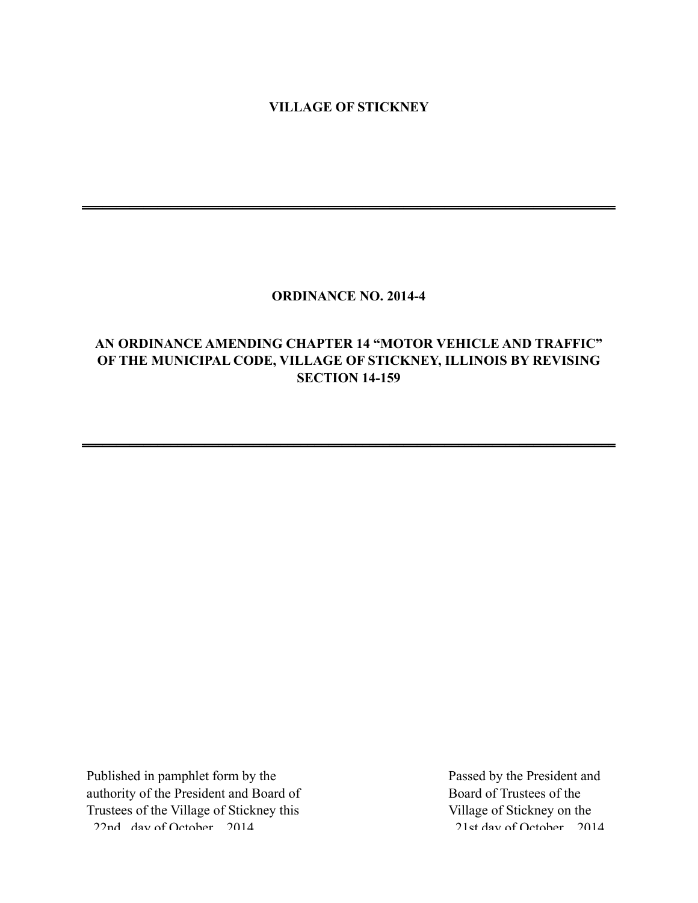**VILLAGE OF STICKNEY**

---

**ORDINANCE NO. 2014-4**

**AN ORDINANCE AMENDING CHAPTER 14 “MOTOR VEHICLE AND TRAFFIC” OF THE MUNICIPAL CODE, VILLAGE OF STICKNEY, ILLINOIS BY REVISING SECTION 14-159**

---

Published in pamphlet form by the authority of the President and Board of Trustees of the Village of Stickney this 22nd day of October, 2014

Passed by the President and Board of Trustees of the Village of Stickney on the 21st day of October, 2014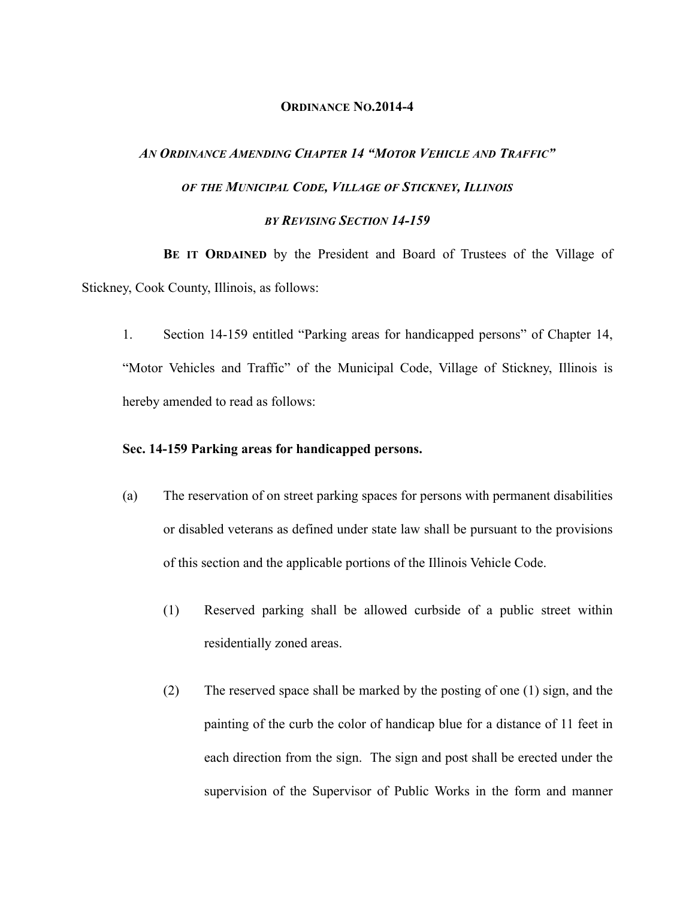**ORDINANCE NO.2014-4**

***AN ORDINANCE AMENDING CHAPTER 14 "MOTOR VEHICLE AND TRAFFIC"***

***OF THE MUNICIPAL CODE, VILLAGE OF STICKNEY, ILLINOIS***

***BY REVISING SECTION 14-159***

**BE IT ORDAINED** by the President and Board of Trustees of the Village of Stickney, Cook County, Illinois, as follows:

1. Section 14-159 entitled "Parking areas for handicapped persons" of Chapter 14, "Motor Vehicles and Traffic" of the Municipal Code, Village of Stickney, Illinois is hereby amended to read as follows:

**Sec. 14-159 Parking areas for handicapped persons.**

(a) The reservation of on street parking spaces for persons with permanent disabilities or disabled veterans as defined under state law shall be pursuant to the provisions of this section and the applicable portions of the Illinois Vehicle Code.

(1) Reserved parking shall be allowed curbside of a public street within residentially zoned areas.

(2) The reserved space shall be marked by the posting of one (1) sign, and the painting of the curb the color of handicap blue for a distance of 11 feet in each direction from the sign. The sign and post shall be erected under the supervision of the Supervisor of Public Works in the form and manner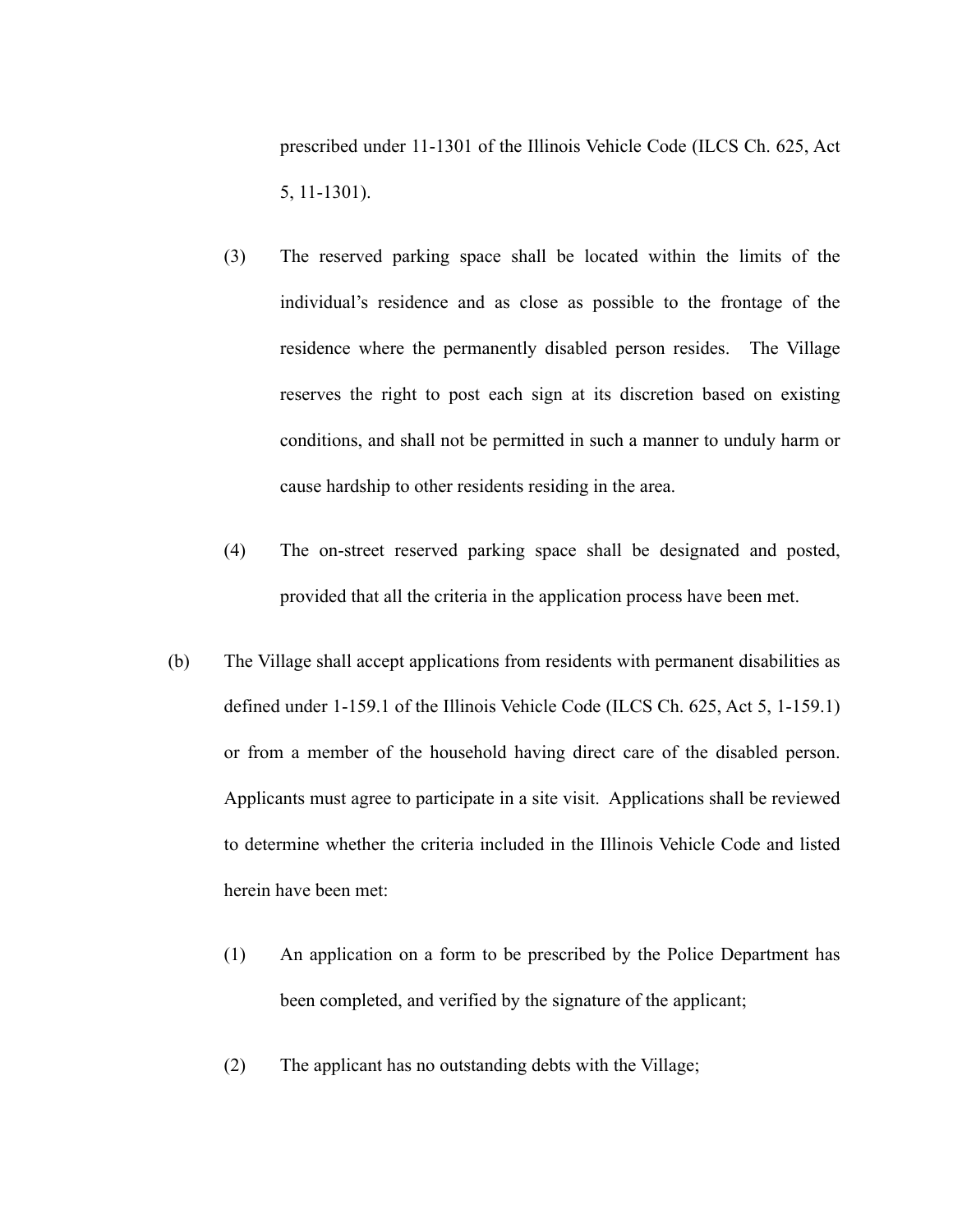prescribed under 11-1301 of the Illinois Vehicle Code (ILCS Ch. 625, Act 5, 11-1301).

(3) The reserved parking space shall be located within the limits of the individual's residence and as close as possible to the frontage of the residence where the permanently disabled person resides. The Village reserves the right to post each sign at its discretion based on existing conditions, and shall not be permitted in such a manner to unduly harm or cause hardship to other residents residing in the area.

(4) The on-street reserved parking space shall be designated and posted, provided that all the criteria in the application process have been met.

(b) The Village shall accept applications from residents with permanent disabilities as defined under 1-159.1 of the Illinois Vehicle Code (ILCS Ch. 625, Act 5, 1-159.1) or from a member of the household having direct care of the disabled person. Applicants must agree to participate in a site visit. Applications shall be reviewed to determine whether the criteria included in the Illinois Vehicle Code and listed herein have been met:

(1) An application on a form to be prescribed by the Police Department has been completed, and verified by the signature of the applicant;

(2) The applicant has no outstanding debts with the Village;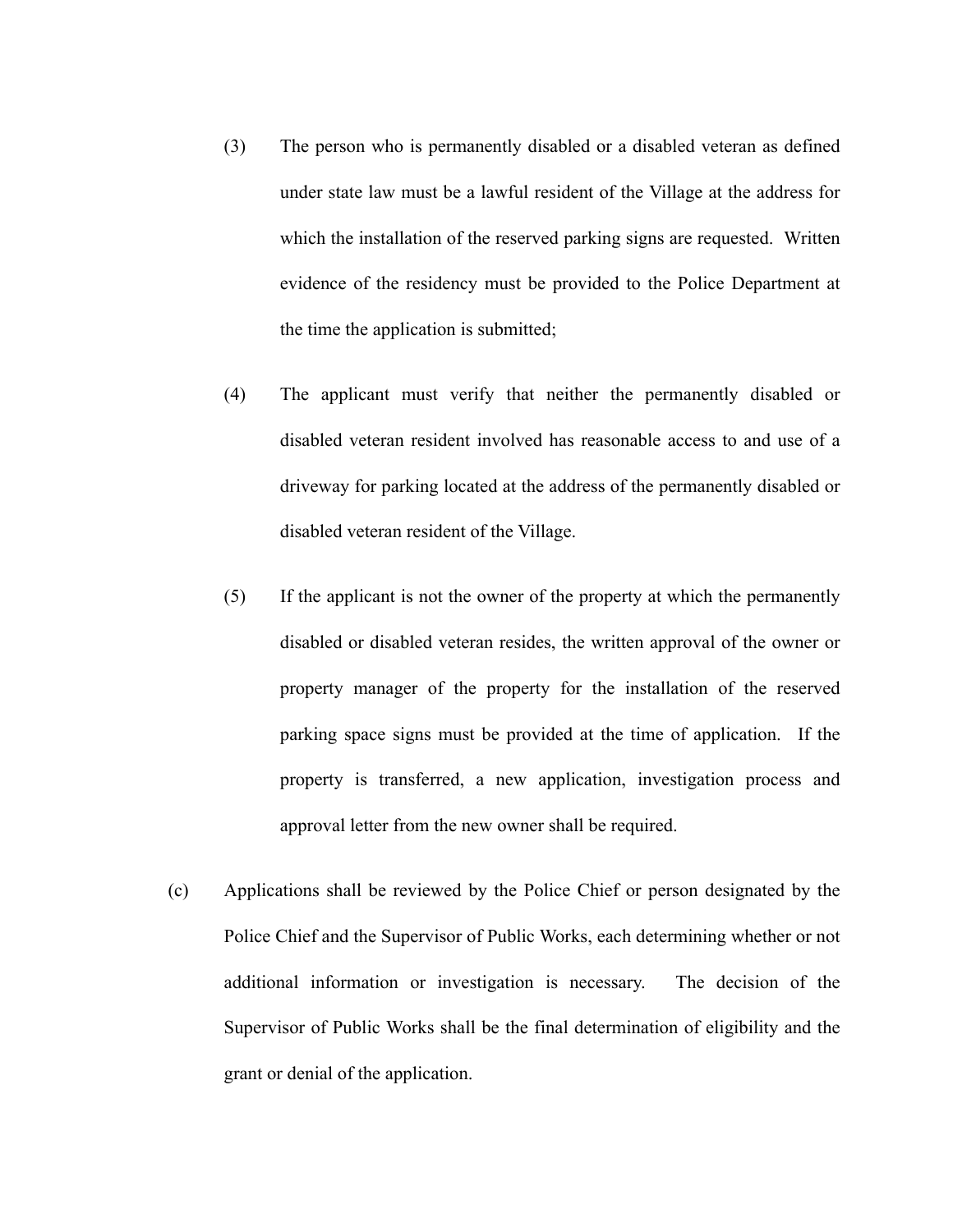(3) The person who is permanently disabled or a disabled veteran as defined under state law must be a lawful resident of the Village at the address for which the installation of the reserved parking signs are requested. Written evidence of the residency must be provided to the Police Department at the time the application is submitted;

(4) The applicant must verify that neither the permanently disabled or disabled veteran resident involved has reasonable access to and use of a driveway for parking located at the address of the permanently disabled or disabled veteran resident of the Village.

(5) If the applicant is not the owner of the property at which the permanently disabled or disabled veteran resides, the written approval of the owner or property manager of the property for the installation of the reserved parking space signs must be provided at the time of application. If the property is transferred, a new application, investigation process and approval letter from the new owner shall be required.

(c) Applications shall be reviewed by the Police Chief or person designated by the Police Chief and the Supervisor of Public Works, each determining whether or not additional information or investigation is necessary. The decision of the Supervisor of Public Works shall be the final determination of eligibility and the grant or denial of the application.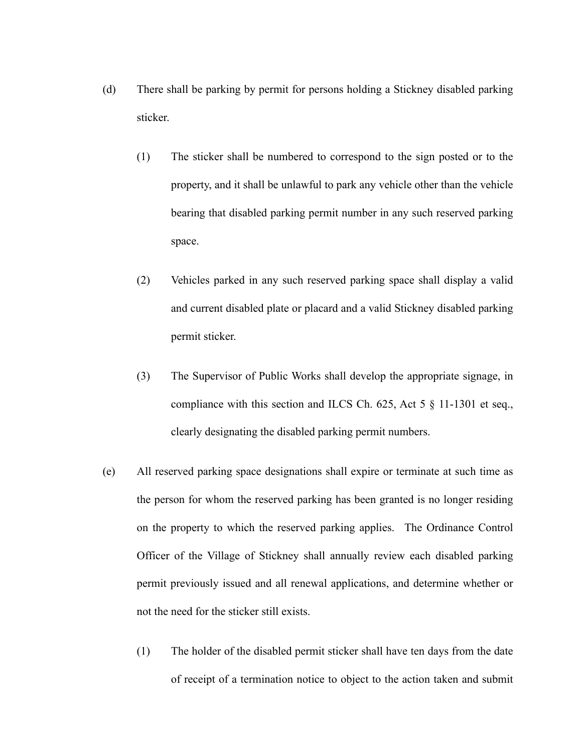(d) There shall be parking by permit for persons holding a Stickney disabled parking sticker.

  (1) The sticker shall be numbered to correspond to the sign posted or to the property, and it shall be unlawful to park any vehicle other than the vehicle bearing that disabled parking permit number in any such reserved parking space.

  (2) Vehicles parked in any such reserved parking space shall display a valid and current disabled plate or placard and a valid Stickney disabled parking permit sticker.

  (3) The Supervisor of Public Works shall develop the appropriate signage, in compliance with this section and ILCS Ch. 625, Act 5 § 11-1301 et seq., clearly designating the disabled parking permit numbers.

(e) All reserved parking space designations shall expire or terminate at such time as the person for whom the reserved parking has been granted is no longer residing on the property to which the reserved parking applies. The Ordinance Control Officer of the Village of Stickney shall annually review each disabled parking permit previously issued and all renewal applications, and determine whether or not the need for the sticker still exists.

  (1) The holder of the disabled permit sticker shall have ten days from the date of receipt of a termination notice to object to the action taken and submit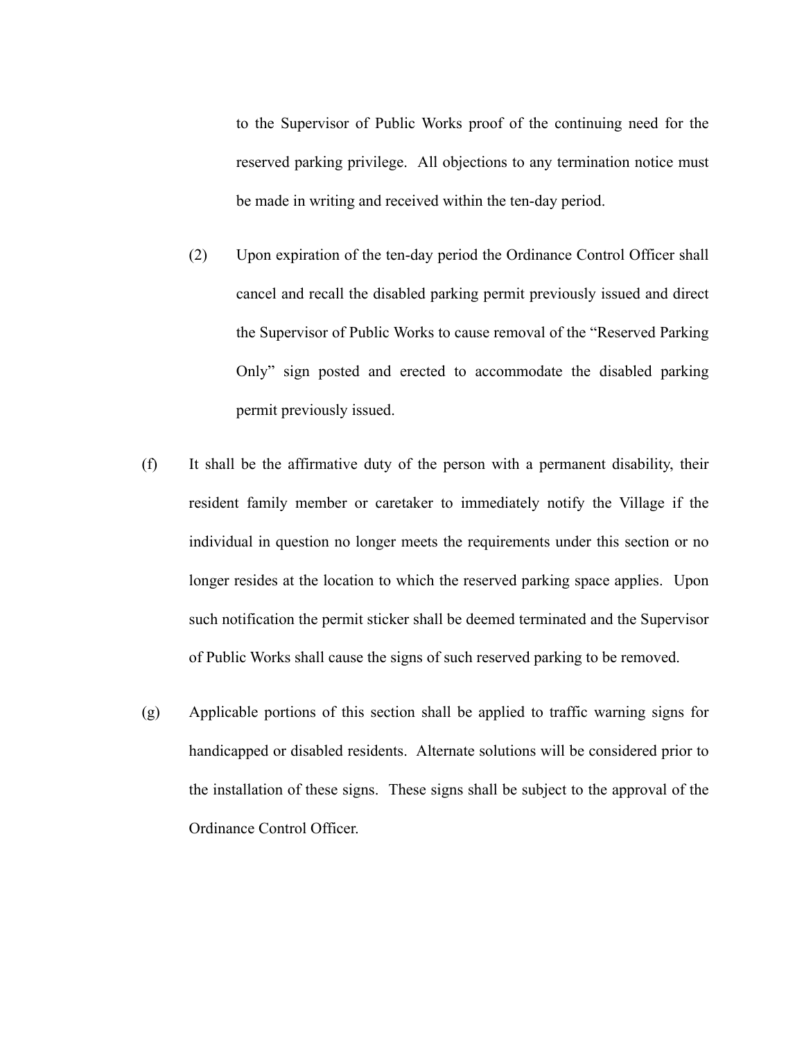to the Supervisor of Public Works proof of the continuing need for the reserved parking privilege. All objections to any termination notice must be made in writing and received within the ten-day period.

(2) Upon expiration of the ten-day period the Ordinance Control Officer shall cancel and recall the disabled parking permit previously issued and direct the Supervisor of Public Works to cause removal of the “Reserved Parking Only” sign posted and erected to accommodate the disabled parking permit previously issued.

(f) It shall be the affirmative duty of the person with a permanent disability, their resident family member or caretaker to immediately notify the Village if the individual in question no longer meets the requirements under this section or no longer resides at the location to which the reserved parking space applies. Upon such notification the permit sticker shall be deemed terminated and the Supervisor of Public Works shall cause the signs of such reserved parking to be removed.

(g) Applicable portions of this section shall be applied to traffic warning signs for handicapped or disabled residents. Alternate solutions will be considered prior to the installation of these signs. These signs shall be subject to the approval of the Ordinance Control Officer.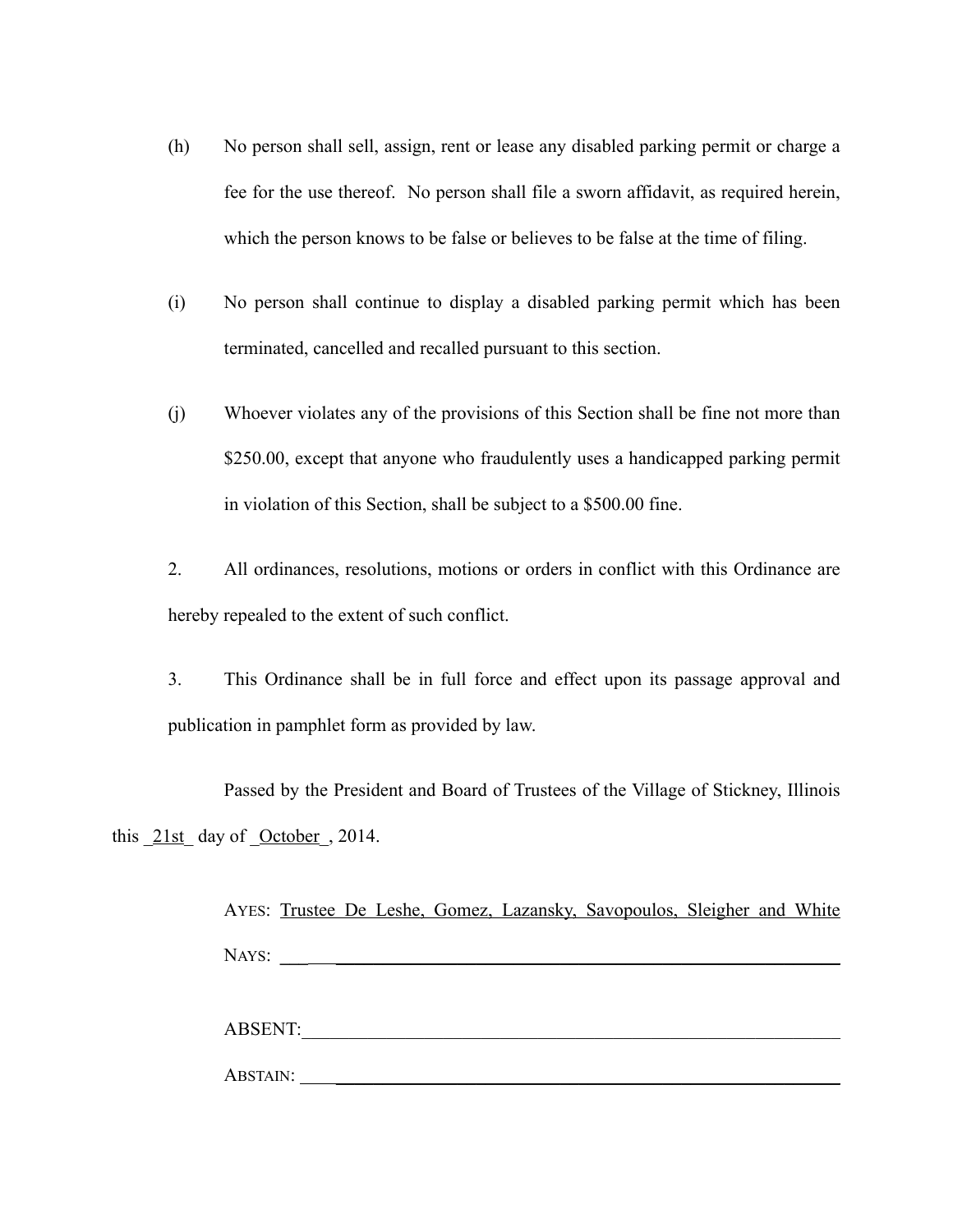(h) No person shall sell, assign, rent or lease any disabled parking permit or charge a fee for the use thereof. No person shall file a sworn affidavit, as required herein, which the person knows to be false or believes to be false at the time of filing.

(i) No person shall continue to display a disabled parking permit which has been terminated, cancelled and recalled pursuant to this section.

(j) Whoever violates any of the provisions of this Section shall be fine not more than $250.00, except that anyone who fraudulently uses a handicapped parking permit in violation of this Section, shall be subject to a $500.00 fine.

2. All ordinances, resolutions, motions or orders in conflict with this Ordinance are hereby repealed to the extent of such conflict.

3. This Ordinance shall be in full force and effect upon its passage approval and publication in pamphlet form as provided by law.

Passed by the President and Board of Trustees of the Village of Stickney, Illinois this _21st_ day of _October_, 2014.

AYES: Trustee De Leshe, Gomez, Lazansky, Savopoulos, Sleigher and White

NAYS: ______________________________

ABSENT: ______________________________

ABSTAIN: ______________________________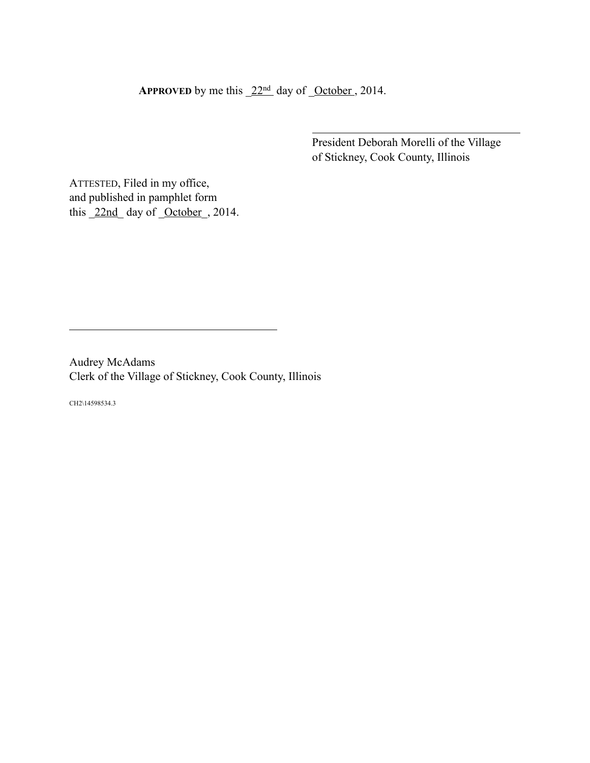**APPROVED** by me this _22nd_ day of _October_, 2014.

\_\_\_\_\_\_\_\_\_\_\_\_\_\_\_\_\_\_\_\_\_\_\_\_\_\_\_\_\_\_\_\_\_\_\_\_\_\_

President Deborah Morelli of the Village of Stickney, Cook County, Illinois

ATTESTED, Filed in my office,
and published in pamphlet form
this _22nd_ day of _October_, 2014.

\_\_\_\_\_\_\_\_\_\_\_\_\_\_\_\_\_\_\_\_\_\_\_\_\_\_\_\_\_\_\_\_\_\_\_\_\_\_

Audrey McAdams
Clerk of the Village of Stickney, Cook County, Illinois

CH2\14598534.3